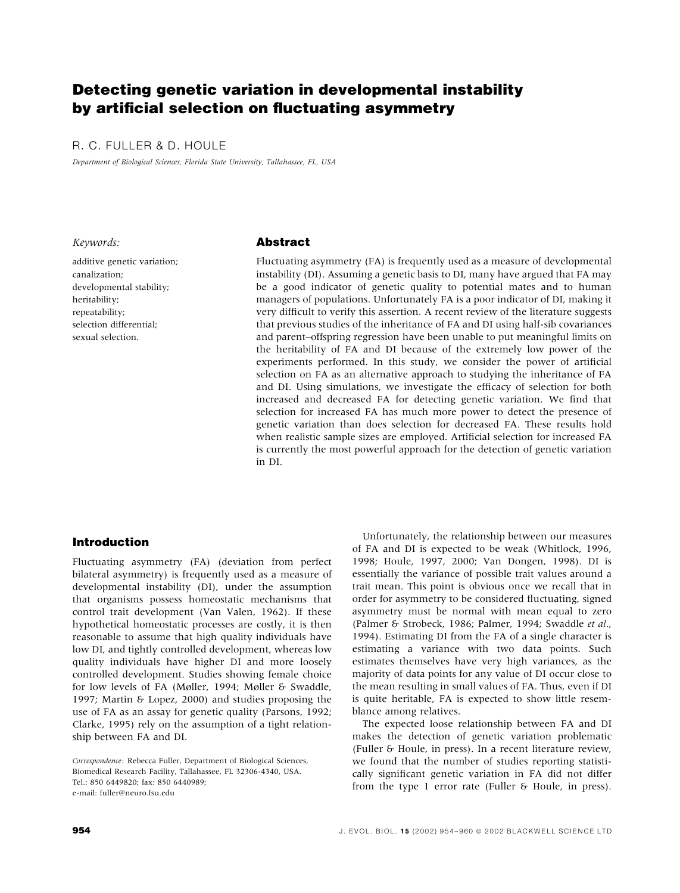# Detecting genetic variation in developmental instability by artificial selection on fluctuating asymmetry

R. C. FULLER & D. HOULE

*Department of Biological Sciences, Florida State University, Tallahassee, FL, USA*

*Keywords:*

additive genetic variation;
canalization;
developmental stability;
heritability;
repeatability;
selection differential;
sexual selection.

## Abstract

Fluctuating asymmetry (FA) is frequently used as a measure of developmental instability (DI). Assuming a genetic basis to DI, many have argued that FA may be a good indicator of genetic quality to potential mates and to human managers of populations. Unfortunately FA is a poor indicator of DI, making it very difficult to verify this assertion. A recent review of the literature suggests that previous studies of the inheritance of FA and DI using half-sib covariances and parent–offspring regression have been unable to put meaningful limits on the heritability of FA and DI because of the extremely low power of the experiments performed. In this study, we consider the power of artificial selection on FA as an alternative approach to studying the inheritance of FA and DI. Using simulations, we investigate the efficacy of selection for both increased and decreased FA for detecting genetic variation. We find that selection for increased FA has much more power to detect the presence of genetic variation than does selection for decreased FA. These results hold when realistic sample sizes are employed. Artificial selection for increased FA is currently the most powerful approach for the detection of genetic variation in DI.

## Introduction

Fluctuating asymmetry (FA) (deviation from perfect bilateral asymmetry) is frequently used as a measure of developmental instability (DI), under the assumption that organisms possess homeostatic mechanisms that control trait development (Van Valen, 1962). If these hypothetical homeostatic processes are costly, it is then reasonable to assume that high quality individuals have low DI, and tightly controlled development, whereas low quality individuals have higher DI and more loosely controlled development. Studies showing female choice for low levels of FA (Møller, 1994; Møller & Swaddle, 1997; Martin & Lopez, 2000) and studies proposing the use of FA as an assay for genetic quality (Parsons, 1992; Clarke, 1995) rely on the assumption of a tight relationship between FA and DI.

Unfortunately, the relationship between our measures of FA and DI is expected to be weak (Whitlock, 1996, 1998; Houle, 1997, 2000; Van Dongen, 1998). DI is essentially the variance of possible trait values around a trait mean. This point is obvious once we recall that in order for asymmetry to be considered fluctuating, signed asymmetry must be normal with mean equal to zero (Palmer & Strobeck, 1986; Palmer, 1994; Swaddle *et al.*, 1994). Estimating DI from the FA of a single character is estimating a variance with two data points. Such estimates themselves have very high variances, as the majority of data points for any value of DI occur close to the mean resulting in small values of FA. Thus, even if DI is quite heritable, FA is expected to show little resemblance among relatives.

The expected loose relationship between FA and DI makes the detection of genetic variation problematic (Fuller & Houle, in press). In a recent literature review, we found that the number of studies reporting statistically significant genetic variation in FA did not differ from the type 1 error rate (Fuller & Houle, in press).

*Correspondence:* Rebecca Fuller, Department of Biological Sciences, Biomedical Research Facility, Tallahassee, FL 32306-4340, USA.
Tel.: 850 6449820; fax: 850 6440989;
e-mail: fuller@neuro.fsu.edu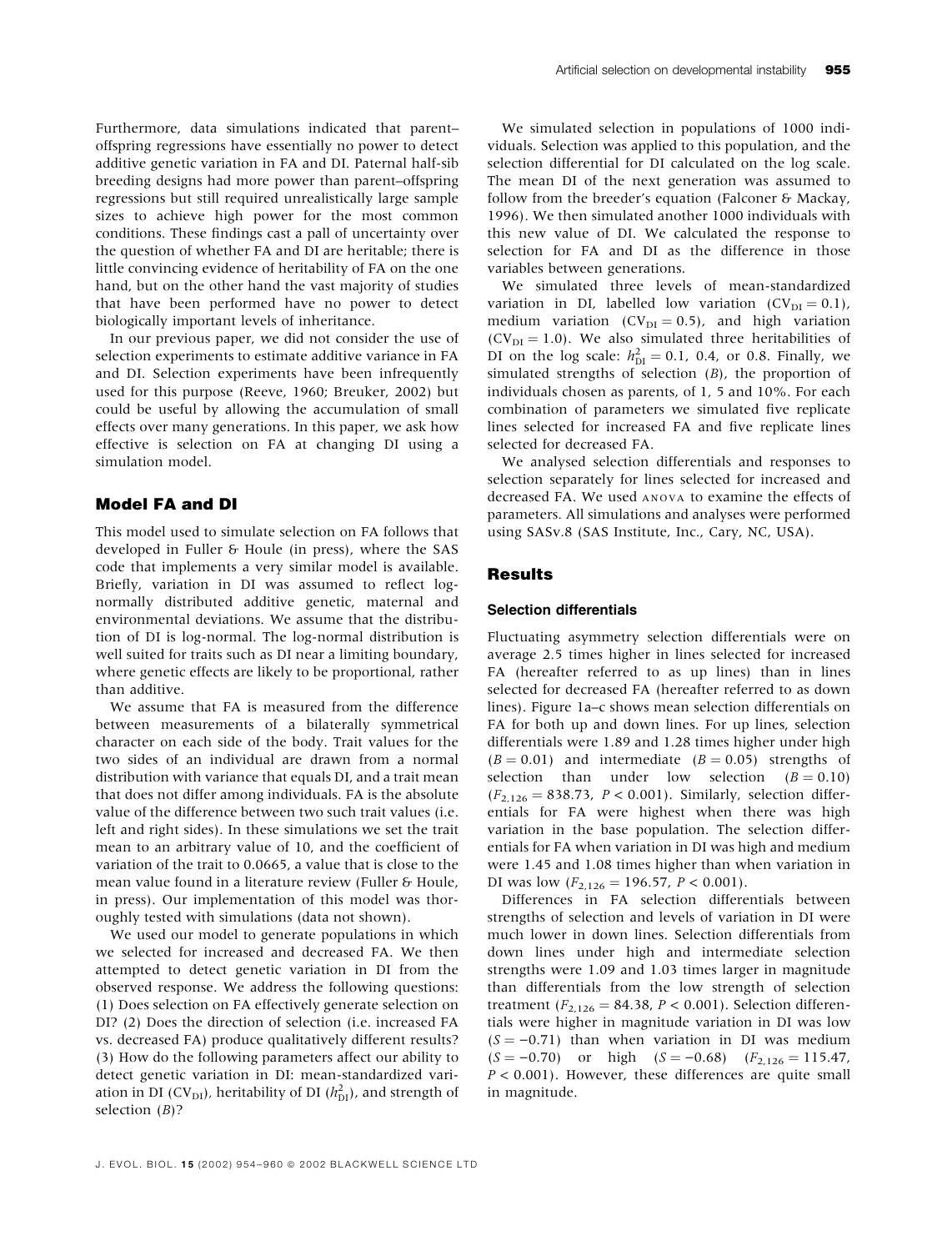Furthermore, data simulations indicated that parent–offspring regressions have essentially no power to detect additive genetic variation in FA and DI. Paternal half-sib breeding designs had more power than parent–offspring regressions but still required unrealistically large sample sizes to achieve high power for the most common conditions. These findings cast a pall of uncertainty over the question of whether FA and DI are heritable; there is little convincing evidence of heritability of FA on the one hand, but on the other hand the vast majority of studies that have been performed have no power to detect biologically important levels of inheritance.

In our previous paper, we did not consider the use of selection experiments to estimate additive variance in FA and DI. Selection experiments have been infrequently used for this purpose (Reeve, 1960; Breuker, 2002) but could be useful by allowing the accumulation of small effects over many generations. In this paper, we ask how effective is selection on FA at changing DI using a simulation model.

## Model FA and DI

This model used to simulate selection on FA follows that developed in Fuller & Houle (in press), where the SAS code that implements a very similar model is available. Briefly, variation in DI was assumed to reflect log-normally distributed additive genetic, maternal and environmental deviations. We assume that the distribution of DI is log-normal. The log-normal distribution is well suited for traits such as DI near a limiting boundary, where genetic effects are likely to be proportional, rather than additive.

We assume that FA is measured from the difference between measurements of a bilaterally symmetrical character on each side of the body. Trait values for the two sides of an individual are drawn from a normal distribution with variance that equals DI, and a trait mean that does not differ among individuals. FA is the absolute value of the difference between two such trait values (i.e. left and right sides). In these simulations we set the trait mean to an arbitrary value of 10, and the coefficient of variation of the trait to 0.0665, a value that is close to the mean value found in a literature review (Fuller & Houle, in press). Our implementation of this model was thoroughly tested with simulations (data not shown).

We used our model to generate populations in which we selected for increased and decreased FA. We then attempted to detect genetic variation in DI from the observed response. We address the following questions: (1) Does selection on FA effectively generate selection on DI? (2) Does the direction of selection (i.e. increased FA vs. decreased FA) produce qualitatively different results? (3) How do the following parameters affect our ability to detect genetic variation in DI: mean-standardized variation in DI ($CV_{DI}$), heritability of DI ($h^2_{DI}$), and strength of selection ($B$)?

We simulated selection in populations of 1000 individuals. Selection was applied to this population, and the selection differential for DI calculated on the log scale. The mean DI of the next generation was assumed to follow from the breeder's equation (Falconer & Mackay, 1996). We then simulated another 1000 individuals with this new value of DI. We calculated the response to selection for FA and DI as the difference in those variables between generations.

We simulated three levels of mean-standardized variation in DI, labelled low variation ($CV_{DI} = 0.1$), medium variation ($CV_{DI} = 0.5$), and high variation ($CV_{DI} = 1.0$). We also simulated three heritabilities of DI on the log scale: $h^2_{DI} = 0.1$, 0.4, or 0.8. Finally, we simulated strengths of selection ($B$), the proportion of individuals chosen as parents, of 1, 5 and 10%. For each combination of parameters we simulated five replicate lines selected for increased FA and five replicate lines selected for decreased FA.

We analysed selection differentials and responses to selection separately for lines selected for increased and decreased FA. We used ANOVA to examine the effects of parameters. All simulations and analyses were performed using SASv.8 (SAS Institute, Inc., Cary, NC, USA).

## Results

### Selection differentials

Fluctuating asymmetry selection differentials were on average 2.5 times higher in lines selected for increased FA (hereafter referred to as up lines) than in lines selected for decreased FA (hereafter referred to as down lines). Figure 1a–c shows mean selection differentials on FA for both up and down lines. For up lines, selection differentials were 1.89 and 1.28 times higher under high ($B = 0.01$) and intermediate ($B = 0.05$) strengths of selection than under low selection ($B = 0.10$) ($F_{2,126} = 838.73$, $P < 0.001$). Similarly, selection differentials for FA were highest when there was high variation in the base population. The selection differentials for FA when variation in DI was high and medium were 1.45 and 1.08 times higher than when variation in DI was low ($F_{2,126} = 196.57$, $P < 0.001$).

Differences in FA selection differentials between strengths of selection and levels of variation in DI were much lower in down lines. Selection differentials from down lines under high and intermediate selection strengths were 1.09 and 1.03 times larger in magnitude than differentials from the low strength of selection treatment ($F_{2,126} = 84.38$, $P < 0.001$). Selection differentials were higher in magnitude variation in DI was low ($S = -0.71$) than when variation in DI was medium ($S = -0.70$) or high ($S = -0.68$) ($F_{2,126} = 115.47$, $P < 0.001$). However, these differences are quite small in magnitude.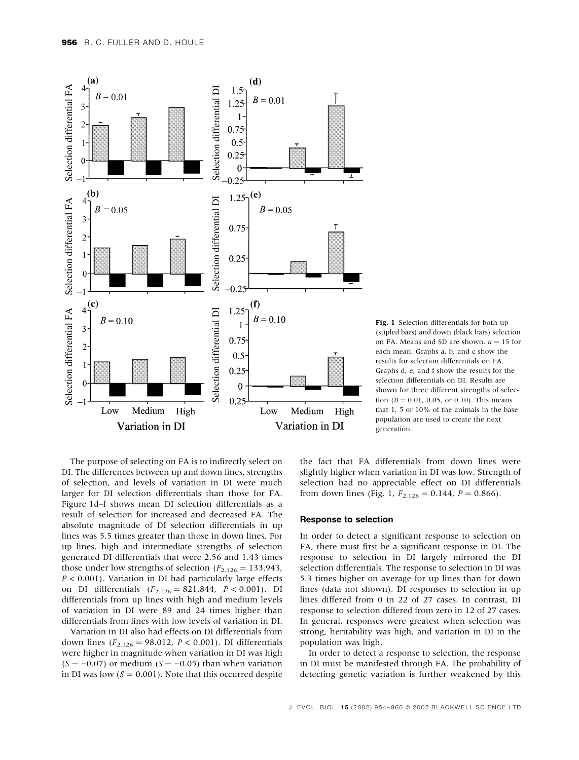Fig. 1 Selection differentials for both up (stipled bars) and down (black bars) selection on FA. Means and SD are shown. $n = 15$ for each mean. Graphs a, b, and c show the results for selection differentials on FA. Graphs d, e, and f show the results for the selection differentials on DI. Results are shown for three different strengths of selection ($B = 0.01$, 0.05, or 0.10). This means that 1, 5 or 10% of the animals in the base population are used to create the next generation.

The purpose of selecting on FA is to indirectly select on DI. The differences between up and down lines, strengths of selection, and levels of variation in DI were much larger for DI selection differentials than those for FA. Figure 1d–f shows mean DI selection differentials as a result of selection for increased and decreased FA. The absolute magnitude of DI selection differentials in up lines was 5.5 times greater than those in down lines. For up lines, high and intermediate strengths of selection generated DI differentials that were 2.56 and 1.43 times those under low strengths of selection ($F_{2,126} = 133.943$, $P < 0.001$). Variation in DI had particularly large effects on DI differentials ($F_{2,126} = 821.844$, $P < 0.001$). DI differentials from up lines with high and medium levels of variation in DI were 89 and 24 times higher than differentials from lines with low levels of variation in DI.

Variation in DI also had effects on DI differentials from down lines ($F_{2,126} = 98.012$, $P < 0.001$). DI differentials were higher in magnitude when variation in DI was high ($S = -0.07$) or medium ($S = -0.05$) than when variation in DI was low ($S = 0.001$). Note that this occurred despite the fact that FA differentials from down lines were slightly higher when variation in DI was low. Strength of selection had no appreciable effect on DI differentials from down lines (Fig. 1, $F_{2,126} = 0.144$, $P = 0.866$).

### Response to selection

In order to detect a significant response to selection on FA, there must first be a significant response in DI. The response to selection in DI largely mirrored the DI selection differentials. The response to selection in DI was 5.3 times higher on average for up lines than for down lines (data not shown). DI responses to selection in up lines differed from 0 in 22 of 27 cases. In contrast, DI response to selection differed from zero in 12 of 27 cases. In general, responses were greatest when selection was strong, heritability was high, and variation in DI in the population was high.

In order to detect a response to selection, the response in DI must be manifested through FA. The probability of detecting genetic variation is further weakened by this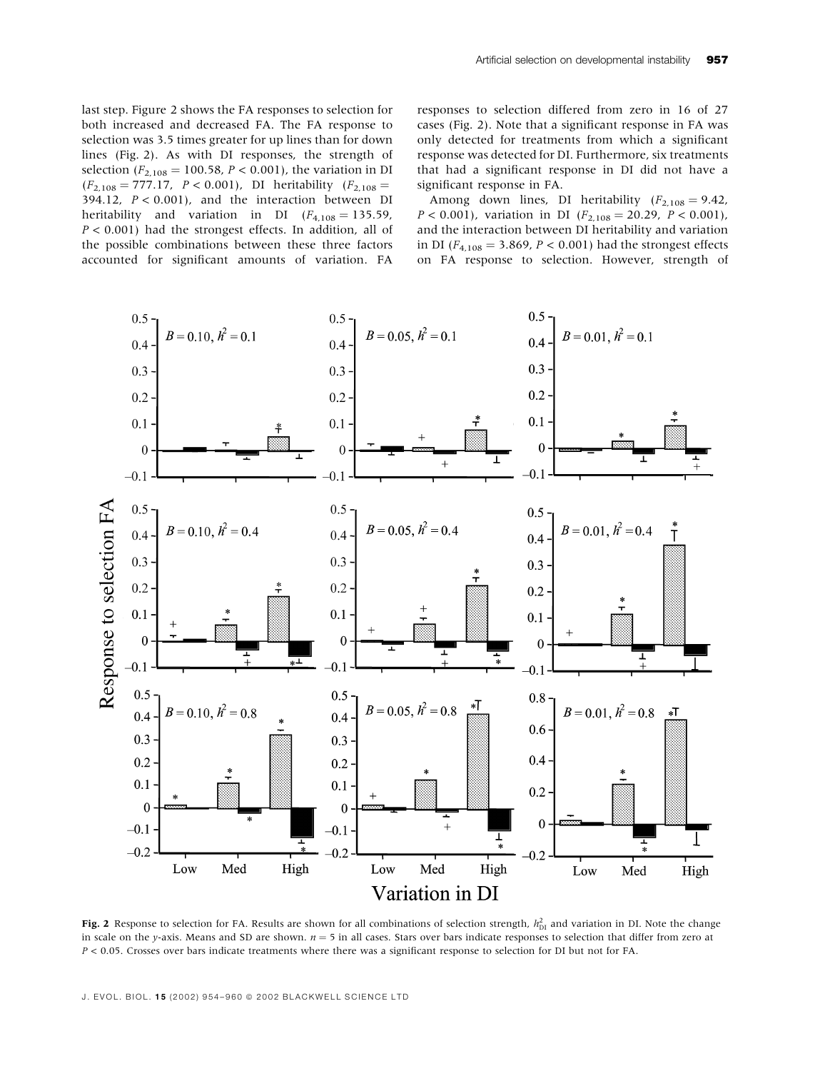last step. Figure 2 shows the FA responses to selection for both increased and decreased FA. The FA response to selection was 3.5 times greater for up lines than for down lines (Fig. 2). As with DI responses, the strength of selection ($F_{2,108} = 100.58$, $P < 0.001$), the variation in DI ($F_{2,108} = 777.17$, $P < 0.001$), DI heritability ($F_{2,108} = 394.12$, $P < 0.001$), and the interaction between DI heritability and variation in DI ($F_{4,108} = 135.59$, $P < 0.001$) had the strongest effects. In addition, all of the possible combinations between these three factors accounted for significant amounts of variation. FA responses to selection differed from zero in 16 of 27 cases (Fig. 2). Note that a significant response in FA was only detected for treatments from which a significant response was detected for DI. Furthermore, six treatments that had a significant response in DI did not have a significant response in FA.

Among down lines, DI heritability ($F_{2,108} = 9.42$, $P < 0.001$), variation in DI ($F_{2,108} = 20.29$, $P < 0.001$), and the interaction between DI heritability and variation in DI ($F_{4,108} = 3.869$, $P < 0.001$) had the strongest effects on FA response to selection. However, strength of

**Fig. 2** Response to selection for FA. Results are shown for all combinations of selection strength, $h^2_{DI}$ and variation in DI. Note the change in scale on the y-axis. Means and SD are shown. $n = 5$ in all cases. Stars over bars indicate responses to selection that differ from zero at $P < 0.05$. Crosses over bars indicate treatments where there was a significant response to selection for DI but not for FA.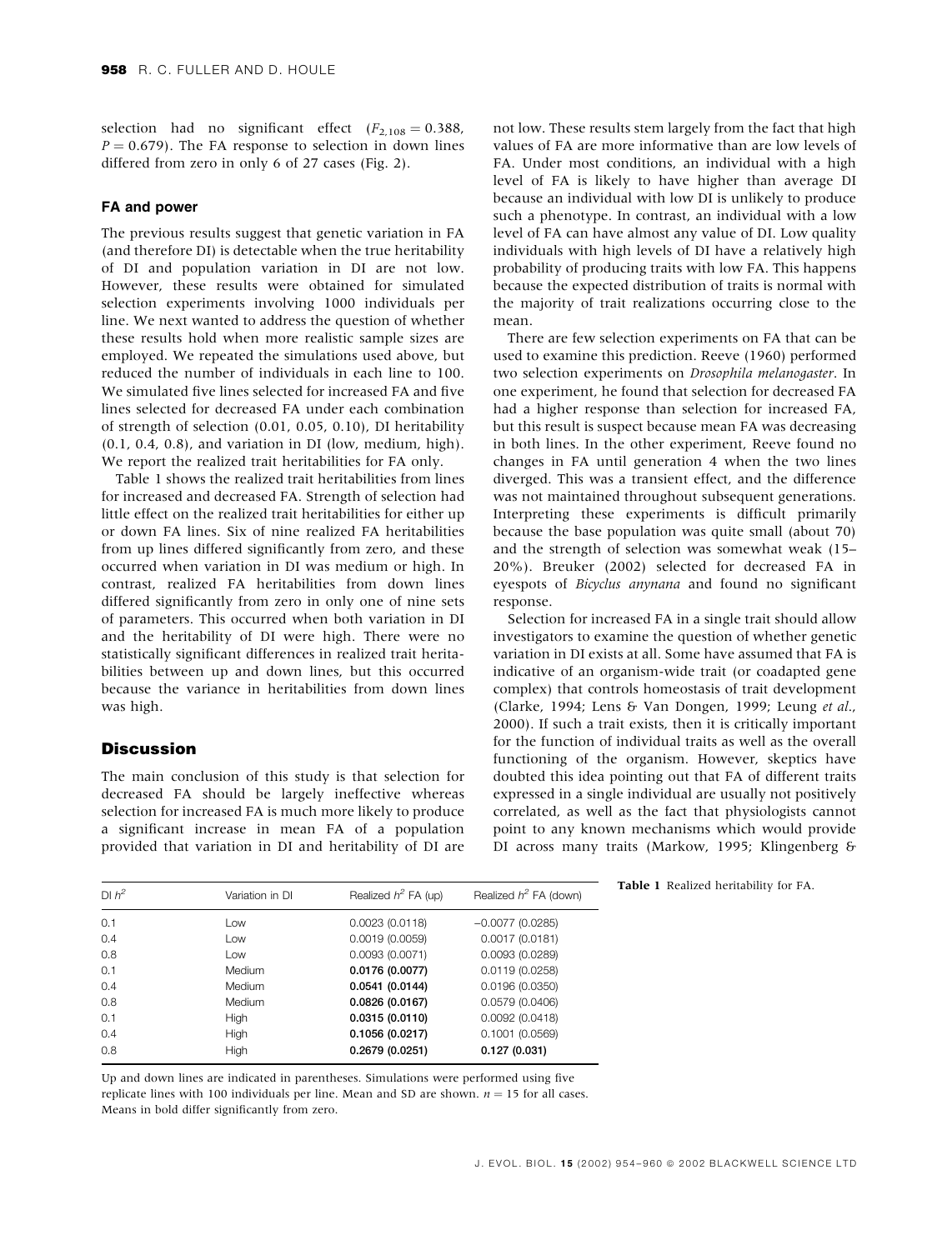selection had no significant effect ($F_{2,108} = 0.388$, $P = 0.679$). The FA response to selection in down lines differed from zero in only 6 of 27 cases (Fig. 2).

### FA and power

The previous results suggest that genetic variation in FA (and therefore DI) is detectable when the true heritability of DI and population variation in DI are not low. However, these results were obtained for simulated selection experiments involving 1000 individuals per line. We next wanted to address the question of whether these results hold when more realistic sample sizes are employed. We repeated the simulations used above, but reduced the number of individuals in each line to 100. We simulated five lines selected for increased FA and five lines selected for decreased FA under each combination of strength of selection (0.01, 0.05, 0.10), DI heritability (0.1, 0.4, 0.8), and variation in DI (low, medium, high). We report the realized trait heritabilities for FA only.

Table 1 shows the realized trait heritabilities from lines for increased and decreased FA. Strength of selection had little effect on the realized trait heritabilities for either up or down FA lines. Six of nine realized FA heritabilities from up lines differed significantly from zero, and these occurred when variation in DI was medium or high. In contrast, realized FA heritabilities from down lines differed significantly from zero in only one of nine sets of parameters. This occurred when both variation in DI and the heritability of DI were high. There were no statistically significant differences in realized trait heritabilities between up and down lines, but this occurred because the variance in heritabilities from down lines was high.

## Discussion

The main conclusion of this study is that selection for decreased FA should be largely ineffective whereas selection for increased FA is much more likely to produce a significant increase in mean FA of a population provided that variation in DI and heritability of DI are not low. These results stem largely from the fact that high values of FA are more informative than are low levels of FA. Under most conditions, an individual with a high level of FA is likely to have higher than average DI because an individual with low DI is unlikely to produce such a phenotype. In contrast, an individual with a low level of FA can have almost any value of DI. Low quality individuals with high levels of DI have a relatively high probability of producing traits with low FA. This happens because the expected distribution of traits is normal with the majority of trait realizations occurring close to the mean.

There are few selection experiments on FA that can be used to examine this prediction. Reeve (1960) performed two selection experiments on *Drosophila melanogaster*. In one experiment, he found that selection for decreased FA had a higher response than selection for increased FA, but this result is suspect because mean FA was decreasing in both lines. In the other experiment, Reeve found no changes in FA until generation 4 when the two lines diverged. This was a transient effect, and the difference was not maintained throughout subsequent generations. Interpreting these experiments is difficult primarily because the base population was quite small (about 70) and the strength of selection was somewhat weak (15–20%). Breuker (2002) selected for decreased FA in eyespots of *Bicyclus anynana* and found no significant response.

Selection for increased FA in a single trait should allow investigators to examine the question of whether genetic variation in DI exists at all. Some have assumed that FA is indicative of an organism-wide trait (or coadapted gene complex) that controls homeostasis of trait development (Clarke, 1994; Lens & Van Dongen, 1999; Leung *et al*., 2000). If such a trait exists, then it is critically important for the function of individual traits as well as the overall functioning of the organism. However, skeptics have doubted this idea pointing out that FA of different traits expressed in a single individual are usually not positively correlated, as well as the fact that physiologists cannot point to any known mechanisms which would provide DI across many traits (Markow, 1995; Klingenberg &

**Table 1** Realized heritability for FA.

| DI $h^2$ | Variation in DI | Realized $h^2$ FA (up) | Realized $h^2$ FA (down) |
|---|---|---|---|
| 0.1 | Low | 0.0023 (0.0118) | −0.0077 (0.0285) |
| 0.4 | Low | 0.0019 (0.0059) | 0.0017 (0.0181) |
| 0.8 | Low | 0.0093 (0.0071) | 0.0093 (0.0289) |
| 0.1 | Medium | **0.0176 (0.0077)** | 0.0119 (0.0258) |
| 0.4 | Medium | **0.0541 (0.0144)** | 0.0196 (0.0350) |
| 0.8 | Medium | **0.0826 (0.0167)** | 0.0579 (0.0406) |
| 0.1 | High | **0.0315 (0.0110)** | 0.0092 (0.0418) |
| 0.4 | High | **0.1056 (0.0217)** | 0.1001 (0.0569) |
| 0.8 | High | **0.2679 (0.0251)** | **0.127 (0.031)** |

Up and down lines are indicated in parentheses. Simulations were performed using five replicate lines with 100 individuals per line. Mean and SD are shown. $n = 15$ for all cases. Means in bold differ significantly from zero.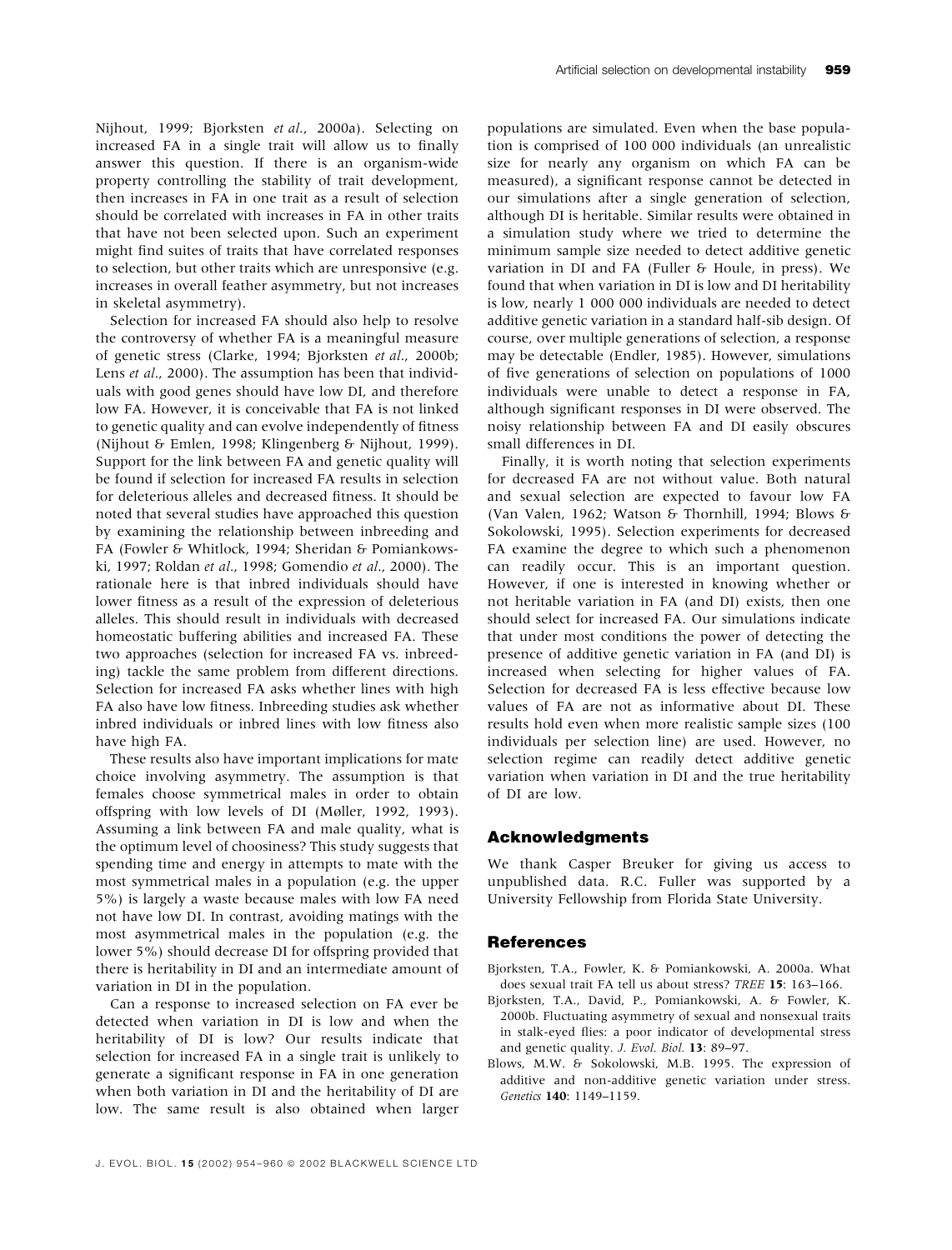Nijhout, 1999; Bjorksten *et al.*, 2000a). Selecting on increased FA in a single trait will allow us to finally answer this question. If there is an organism-wide property controlling the stability of trait development, then increases in FA in one trait as a result of selection should be correlated with increases in FA in other traits that have not been selected upon. Such an experiment might find suites of traits that have correlated responses to selection, but other traits which are unresponsive (e.g. increases in overall feather asymmetry, but not increases in skeletal asymmetry).

Selection for increased FA should also help to resolve the controversy of whether FA is a meaningful measure of genetic stress (Clarke, 1994; Bjorksten *et al.*, 2000b; Lens *et al.*, 2000). The assumption has been that individuals with good genes should have low DI, and therefore low FA. However, it is conceivable that FA is not linked to genetic quality and can evolve independently of fitness (Nijhout & Emlen, 1998; Klingenberg & Nijhout, 1999). Support for the link between FA and genetic quality will be found if selection for increased FA results in selection for deleterious alleles and decreased fitness. It should be noted that several studies have approached this question by examining the relationship between inbreeding and FA (Fowler & Whitlock, 1994; Sheridan & Pomiankowski, 1997; Roldan *et al.*, 1998; Gomendio *et al.*, 2000). The rationale here is that inbred individuals should have lower fitness as a result of the expression of deleterious alleles. This should result in individuals with decreased homeostatic buffering abilities and increased FA. These two approaches (selection for increased FA vs. inbreeding) tackle the same problem from different directions. Selection for increased FA asks whether lines with high FA also have low fitness. Inbreeding studies ask whether inbred individuals or inbred lines with low fitness also have high FA.

These results also have important implications for mate choice involving asymmetry. The assumption is that females choose symmetrical males in order to obtain offspring with low levels of DI (Møller, 1992, 1993). Assuming a link between FA and male quality, what is the optimum level of choosiness? This study suggests that spending time and energy in attempts to mate with the most symmetrical males in a population (e.g. the upper 5%) is largely a waste because males with low FA need not have low DI. In contrast, avoiding matings with the most asymmetrical males in the population (e.g. the lower 5%) should decrease DI for offspring provided that there is heritability in DI and an intermediate amount of variation in DI in the population.

Can a response to increased selection on FA ever be detected when variation in DI is low and when the heritability of DI is low? Our results indicate that selection for increased FA in a single trait is unlikely to generate a significant response in FA in one generation when both variation in DI and the heritability of DI are low. The same result is also obtained when larger populations are simulated. Even when the base population is comprised of 100 000 individuals (an unrealistic size for nearly any organism on which FA can be measured), a significant response cannot be detected in our simulations after a single generation of selection, although DI is heritable. Similar results were obtained in a simulation study where we tried to determine the minimum sample size needed to detect additive genetic variation in DI and FA (Fuller & Houle, in press). We found that when variation in DI is low and DI heritability is low, nearly 1 000 000 individuals are needed to detect additive genetic variation in a standard half-sib design. Of course, over multiple generations of selection, a response may be detectable (Endler, 1985). However, simulations of five generations of selection on populations of 1000 individuals were unable to detect a response in FA, although significant responses in DI were observed. The noisy relationship between FA and DI easily obscures small differences in DI.

Finally, it is worth noting that selection experiments for decreased FA are not without value. Both natural and sexual selection are expected to favour low FA (Van Valen, 1962; Watson & Thornhill, 1994; Blows & Sokolowski, 1995). Selection experiments for decreased FA examine the degree to which such a phenomenon can readily occur. This is an important question. However, if one is interested in knowing whether or not heritable variation in FA (and DI) exists, then one should select for increased FA. Our simulations indicate that under most conditions the power of detecting the presence of additive genetic variation in FA (and DI) is increased when selecting for higher values of FA. Selection for decreased FA is less effective because low values of FA are not as informative about DI. These results hold even when more realistic sample sizes (100 individuals per selection line) are used. However, no selection regime can readily detect additive genetic variation when variation in DI and the true heritability of DI are low.

## Acknowledgments

We thank Casper Breuker for giving us access to unpublished data. R.C. Fuller was supported by a University Fellowship from Florida State University.

## References

Bjorksten, T.A., Fowler, K. & Pomiankowski, A. 2000a. What does sexual trait FA tell us about stress? *TREE* **15**: 163–166.

Bjorksten, T.A., David, P., Pomiankowski, A. & Fowler, K. 2000b. Fluctuating asymmetry of sexual and nonsexual traits in stalk-eyed flies: a poor indicator of developmental stress and genetic quality. *J. Evol. Biol.* **13**: 89–97.

Blows, M.W. & Sokolowski, M.B. 1995. The expression of additive and non-additive genetic variation under stress. *Genetics* **140**: 1149–1159.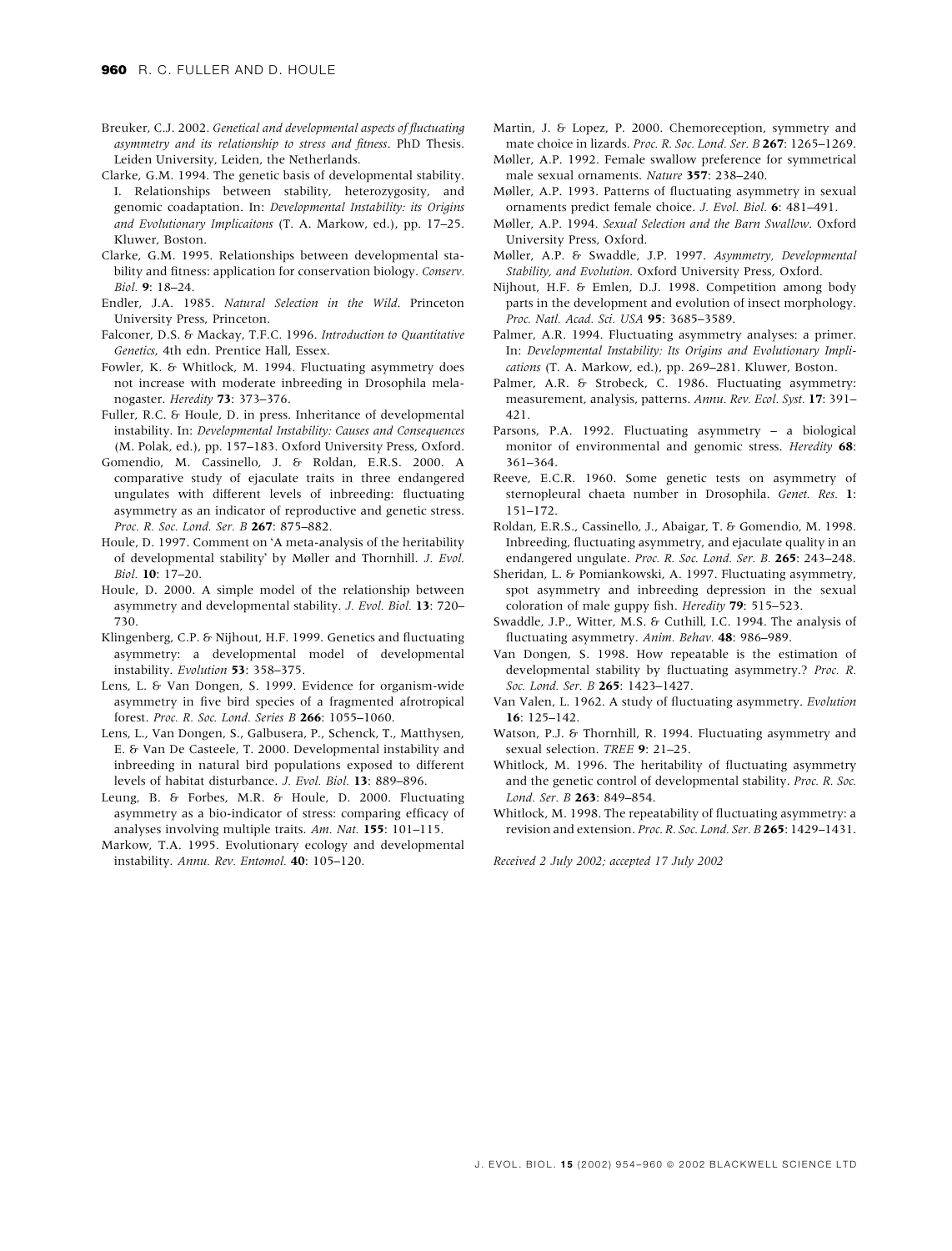Breuker, C.J. 2002. *Genetical and developmental aspects of fluctuating asymmetry and its relationship to stress and fitness*. PhD Thesis. Leiden University, Leiden, the Netherlands.

Clarke, G.M. 1994. The genetic basis of developmental stability. I. Relationships between stability, heterozygosity, and genomic coadaptation. In: *Developmental Instability: its Origins and Evolutionary Implicaitons* (T. A. Markow, ed.), pp. 17–25. Kluwer, Boston.

Clarke, G.M. 1995. Relationships between developmental stability and fitness: application for conservation biology. *Conserv. Biol.* **9**: 18–24.

Endler, J.A. 1985. *Natural Selection in the Wild*. Princeton University Press, Princeton.

Falconer, D.S. & Mackay, T.F.C. 1996. *Introduction to Quantitative Genetics*, 4th edn. Prentice Hall, Essex.

Fowler, K. & Whitlock, M. 1994. Fluctuating asymmetry does not increase with moderate inbreeding in Drosophila melanogaster. *Heredity* **73**: 373–376.

Fuller, R.C. & Houle, D. in press. Inheritance of developmental instability. In: *Developmental Instability: Causes and Consequences* (M. Polak, ed.), pp. 157–183. Oxford University Press, Oxford.

Gomendio, M. Cassinello, J. & Roldan, E.R.S. 2000. A comparative study of ejaculate traits in three endangered ungulates with different levels of inbreeding: fluctuating asymmetry as an indicator of reproductive and genetic stress. *Proc. R. Soc. Lond. Ser. B* **267**: 875–882.

Houle, D. 1997. Comment on 'A meta-analysis of the heritability of developmental stability' by Møller and Thornhill. *J. Evol. Biol.* **10**: 17–20.

Houle, D. 2000. A simple model of the relationship between asymmetry and developmental stability. *J. Evol. Biol.* **13**: 720–730.

Klingenberg, C.P. & Nijhout, H.F. 1999. Genetics and fluctuating asymmetry: a developmental model of developmental instability. *Evolution* **53**: 358–375.

Lens, L. & Van Dongen, S. 1999. Evidence for organism-wide asymmetry in five bird species of a fragmented afrotropical forest. *Proc. R. Soc. Lond. Series B* **266**: 1055–1060.

Lens, L., Van Dongen, S., Galbusera, P., Schenck, T., Matthysen, E. & Van De Casteele, T. 2000. Developmental instability and inbreeding in natural bird populations exposed to different levels of habitat disturbance. *J. Evol. Biol.* **13**: 889–896.

Leung, B. & Forbes, M.R. & Houle, D. 2000. Fluctuating asymmetry as a bio-indicator of stress: comparing efficacy of analyses involving multiple traits. *Am. Nat.* **155**: 101–115.

Markow, T.A. 1995. Evolutionary ecology and developmental instability. *Annu. Rev. Entomol.* **40**: 105–120.

Martin, J. & Lopez, P. 2000. Chemoreception, symmetry and mate choice in lizards. *Proc. R. Soc. Lond. Ser. B* **267**: 1265–1269.

Møller, A.P. 1992. Female swallow preference for symmetrical male sexual ornaments. *Nature* **357**: 238–240.

Møller, A.P. 1993. Patterns of fluctuating asymmetry in sexual ornaments predict female choice. *J. Evol. Biol.* **6**: 481–491.

Møller, A.P. 1994. *Sexual Selection and the Barn Swallow*. Oxford University Press, Oxford.

Møller, A.P. & Swaddle, J.P. 1997. *Asymmetry, Developmental Stability, and Evolution*. Oxford University Press, Oxford.

Nijhout, H.F. & Emlen, D.J. 1998. Competition among body parts in the development and evolution of insect morphology. *Proc. Natl. Acad. Sci. USA* **95**: 3685–3589.

Palmer, A.R. 1994. Fluctuating asymmetry analyses: a primer. In: *Developmental Instability: Its Origins and Evolutionary Implications* (T. A. Markow, ed.), pp. 269–281. Kluwer, Boston.

Palmer, A.R. & Strobeck, C. 1986. Fluctuating asymmetry: measurement, analysis, patterns. *Annu. Rev. Ecol. Syst.* **17**: 391–421.

Parsons, P.A. 1992. Fluctuating asymmetry – a biological monitor of environmental and genomic stress. *Heredity* **68**: 361–364.

Reeve, E.C.R. 1960. Some genetic tests on asymmetry of sternopleural chaeta number in Drosophila. *Genet. Res.* **1**: 151–172.

Roldan, E.R.S., Cassinello, J., Abaigar, T. & Gomendio, M. 1998. Inbreeding, fluctuating asymmetry, and ejaculate quality in an endangered ungulate. *Proc. R. Soc. Lond. Ser. B.* **265**: 243–248.

Sheridan, L. & Pomiankowski, A. 1997. Fluctuating asymmetry, spot asymmetry and inbreeding depression in the sexual coloration of male guppy fish. *Heredity* **79**: 515–523.

Swaddle, J.P., Witter, M.S. & Cuthill, I.C. 1994. The analysis of fluctuating asymmetry. *Anim. Behav.* **48**: 986–989.

Van Dongen, S. 1998. How repeatable is the estimation of developmental stability by fluctuating asymmetry.? *Proc. R. Soc. Lond. Ser. B* **265**: 1423–1427.

Van Valen, L. 1962. A study of fluctuating asymmetry. *Evolution* **16**: 125–142.

Watson, P.J. & Thornhill, R. 1994. Fluctuating asymmetry and sexual selection. *TREE* **9**: 21–25.

Whitlock, M. 1996. The heritability of fluctuating asymmetry and the genetic control of developmental stability. *Proc. R. Soc. Lond. Ser. B* **263**: 849–854.

Whitlock, M. 1998. The repeatability of fluctuating asymmetry: a revision and extension. *Proc. R. Soc. Lond. Ser. B* **265**: 1429–1431.

*Received 2 July 2002; accepted 17 July 2002*